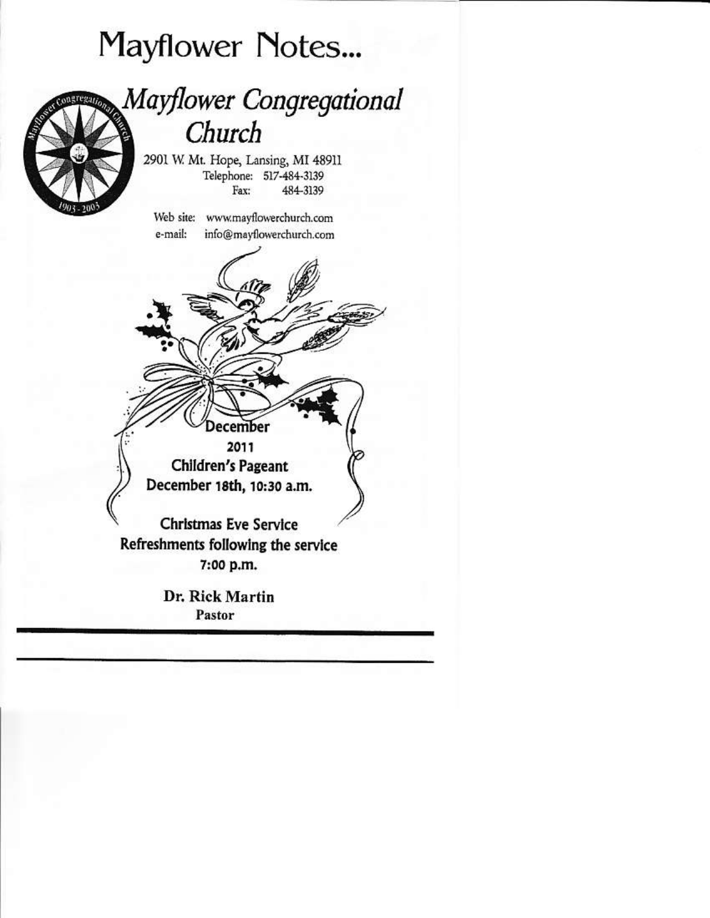# Mayflower Notes...

## *Mayflower Congregational Church*

2901 W. Mt. Hope, Lansing, MI 48911
Telephone: 517-484-3139
Fax: 484-3139

Web site: www.mayflowerchurch.com
e-mail: info@mayflowerchurch.com

**December**
**2011**
**Children's Pageant**
**December 18th, 10:30 a.m.**

**Christmas Eve Service**
**Refreshments following the service**
**7:00 p.m.**

**Dr. Rick Martin**
**Pastor**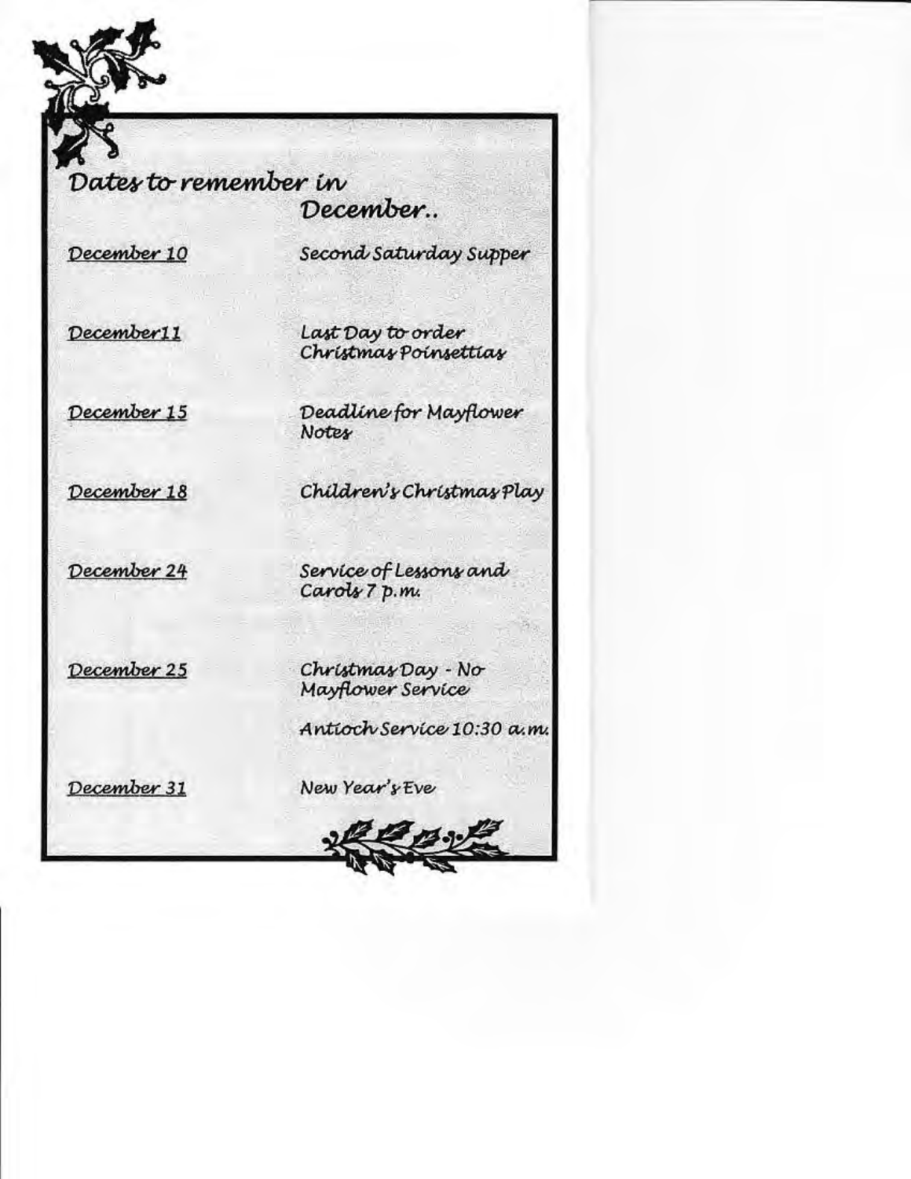## Dates to remember in December..

| | |
|---|---|
| December 10 | Second Saturday Supper |
| December11 | Last Day to order Christmas Poinsettias |
| December 15 | Deadline for Mayflower Notes |
| December 18 | Children's Christmas Play |
| December 24 | Service of Lessons and Carols 7 p.m. |
| December 25 | Christmas Day - No Mayflower Service |
| | Antioch Service 10:30 a.m. |
| December 31 | New Year's Eve |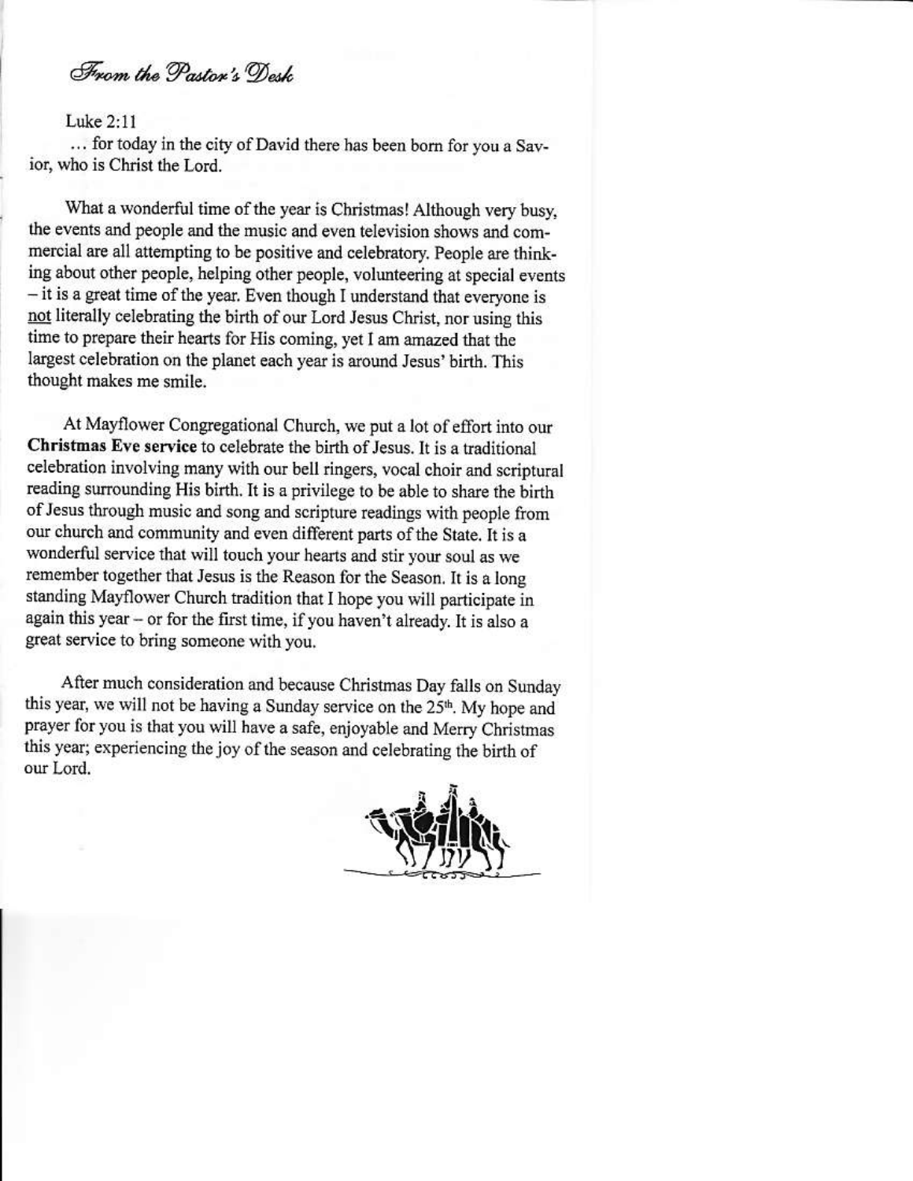# *From the Pastor's Desk*

Luke 2:11

… for today in the city of David there has been born for you a Savior, who is Christ the Lord.

What a wonderful time of the year is Christmas! Although very busy, the events and people and the music and even television shows and commercial are all attempting to be positive and celebratory. People are thinking about other people, helping other people, volunteering at special events – it is a great time of the year. Even though I understand that everyone is not literally celebrating the birth of our Lord Jesus Christ, nor using this time to prepare their hearts for His coming, yet I am amazed that the largest celebration on the planet each year is around Jesus' birth. This thought makes me smile.

At Mayflower Congregational Church, we put a lot of effort into our **Christmas Eve service** to celebrate the birth of Jesus. It is a traditional celebration involving many with our bell ringers, vocal choir and scriptural reading surrounding His birth. It is a privilege to be able to share the birth of Jesus through music and song and scripture readings with people from our church and community and even different parts of the State. It is a wonderful service that will touch your hearts and stir your soul as we remember together that Jesus is the Reason for the Season. It is a long standing Mayflower Church tradition that I hope you will participate in again this year – or for the first time, if you haven't already. It is also a great service to bring someone with you.

After much consideration and because Christmas Day falls on Sunday this year, we will not be having a Sunday service on the 25th. My hope and prayer for you is that you will have a safe, enjoyable and Merry Christmas this year; experiencing the joy of the season and celebrating the birth of our Lord.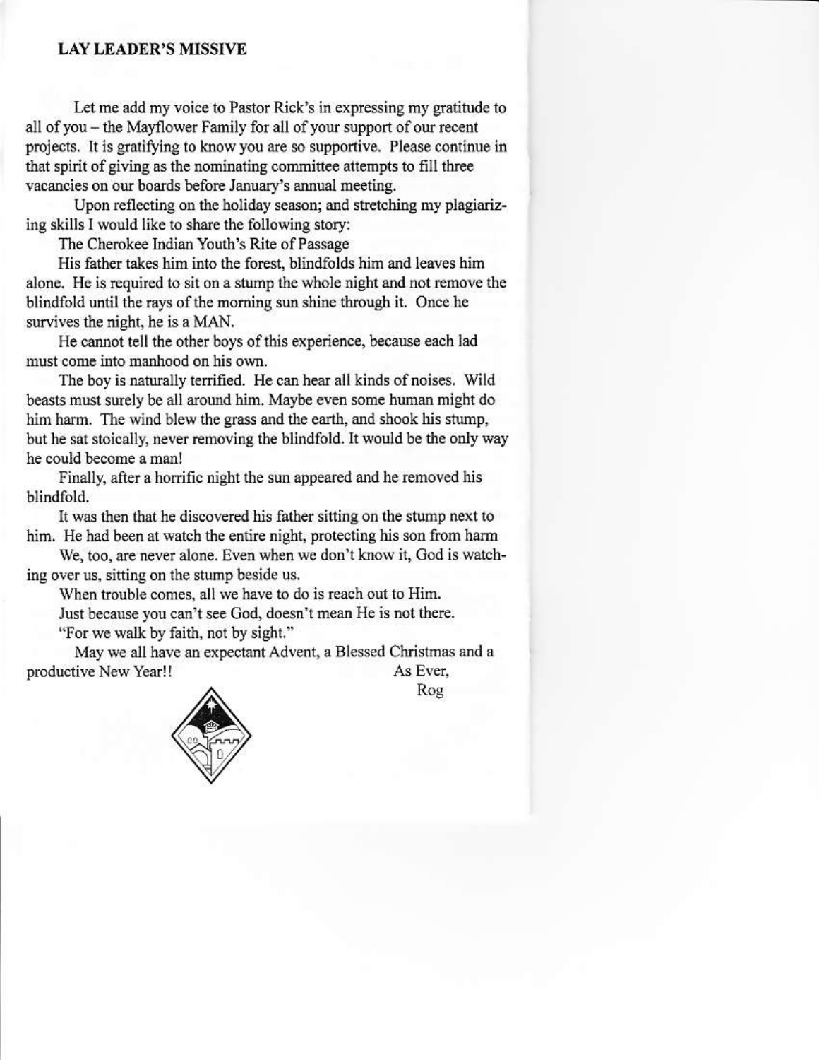## LAY LEADER'S MISSIVE

Let me add my voice to Pastor Rick's in expressing my gratitude to all of you – the Mayflower Family for all of your support of our recent projects. It is gratifying to know you are so supportive. Please continue in that spirit of giving as the nominating committee attempts to fill three vacancies on our boards before January's annual meeting.

Upon reflecting on the holiday season; and stretching my plagiarizing skills I would like to share the following story:

The Cherokee Indian Youth's Rite of Passage

His father takes him into the forest, blindfolds him and leaves him alone. He is required to sit on a stump the whole night and not remove the blindfold until the rays of the morning sun shine through it. Once he survives the night, he is a MAN.

He cannot tell the other boys of this experience, because each lad must come into manhood on his own.

The boy is naturally terrified. He can hear all kinds of noises. Wild beasts must surely be all around him. Maybe even some human might do him harm. The wind blew the grass and the earth, and shook his stump, but he sat stoically, never removing the blindfold. It would be the only way he could become a man!

Finally, after a horrific night the sun appeared and he removed his blindfold.

It was then that he discovered his father sitting on the stump next to him. He had been at watch the entire night, protecting his son from harm

We, too, are never alone. Even when we don't know it, God is watching over us, sitting on the stump beside us.

When trouble comes, all we have to do is reach out to Him.

Just because you can't see God, doesn't mean He is not there.

"For we walk by faith, not by sight."

May we all have an expectant Advent, a Blessed Christmas and a productive New Year!!

As Ever,

Rog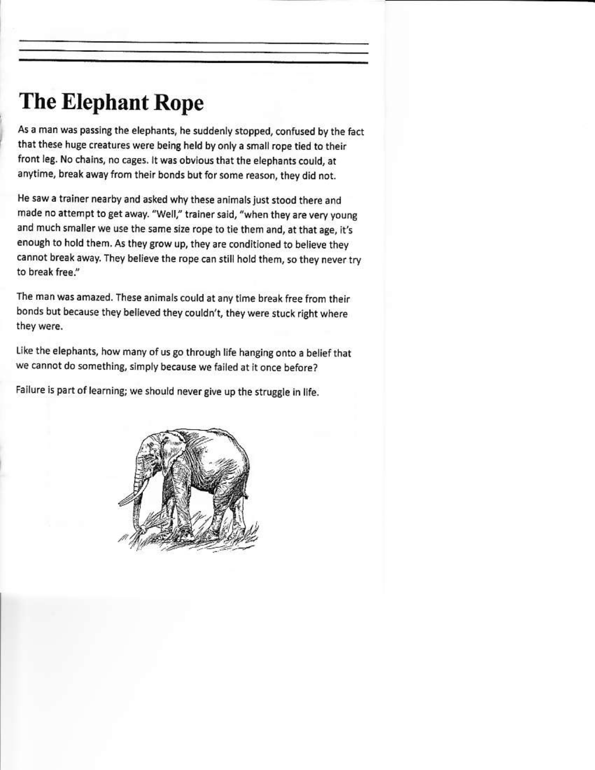# The Elephant Rope

As a man was passing the elephants, he suddenly stopped, confused by the fact that these huge creatures were being held by only a small rope tied to their front leg. No chains, no cages. It was obvious that the elephants could, at anytime, break away from their bonds but for some reason, they did not.

He saw a trainer nearby and asked why these animals just stood there and made no attempt to get away. "Well," trainer said, "when they are very young and much smaller we use the same size rope to tie them and, at that age, it's enough to hold them. As they grow up, they are conditioned to believe they cannot break away. They believe the rope can still hold them, so they never try to break free."

The man was amazed. These animals could at any time break free from their bonds but because they believed they couldn't, they were stuck right where they were.

Like the elephants, how many of us go through life hanging onto a belief that we cannot do something, simply because we failed at it once before?

Failure is part of learning; we should never give up the struggle in life.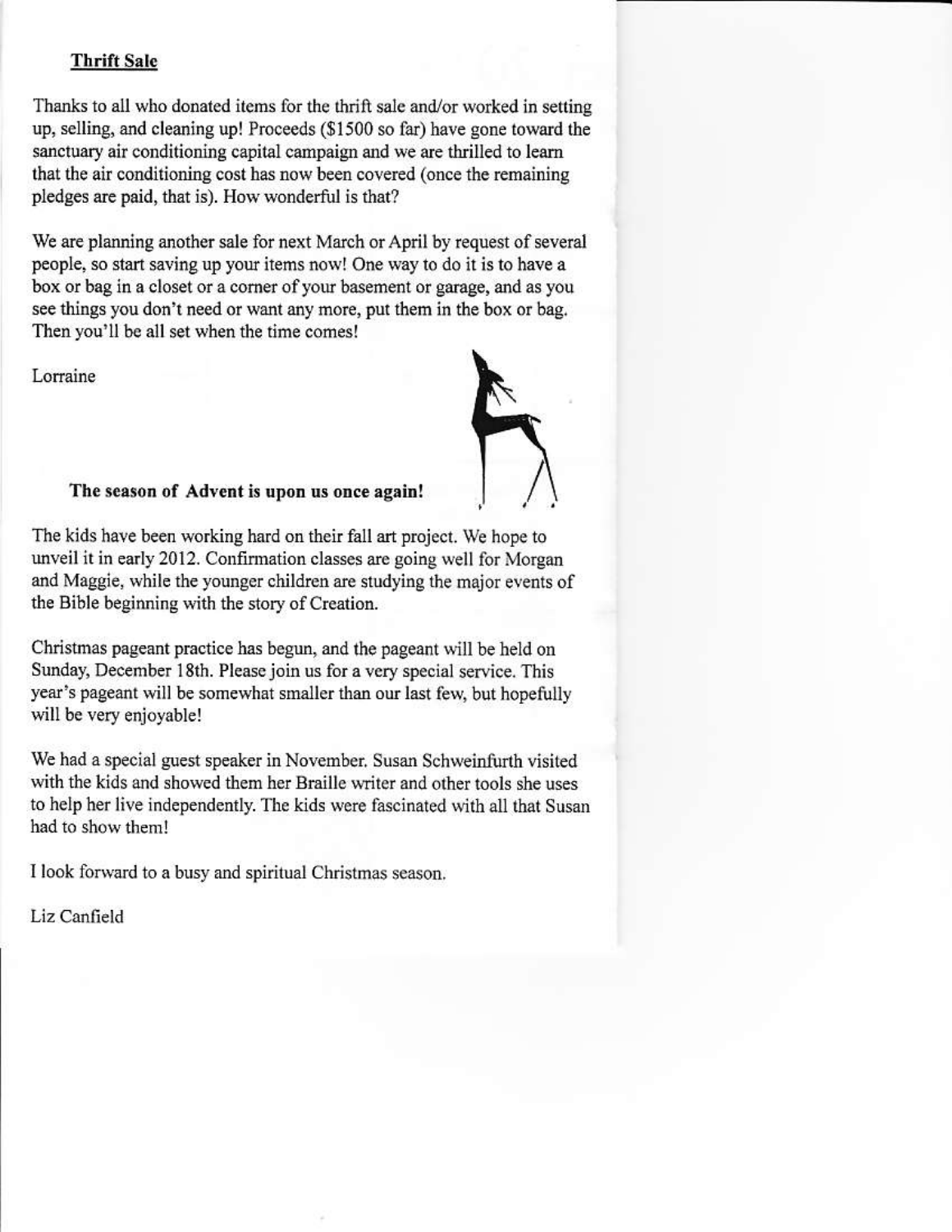## Thrift Sale

Thanks to all who donated items for the thrift sale and/or worked in setting up, selling, and cleaning up! Proceeds ($1500 so far) have gone toward the sanctuary air conditioning capital campaign and we are thrilled to learn that the air conditioning cost has now been covered (once the remaining pledges are paid, that is). How wonderful is that?

We are planning another sale for next March or April by request of several people, so start saving up your items now! One way to do it is to have a box or bag in a closet or a corner of your basement or garage, and as you see things you don't need or want any more, put them in the box or bag. Then you'll be all set when the time comes!

Lorraine

**The season of Advent is upon us once again!**

The kids have been working hard on their fall art project. We hope to unveil it in early 2012. Confirmation classes are going well for Morgan and Maggie, while the younger children are studying the major events of the Bible beginning with the story of Creation.

Christmas pageant practice has begun, and the pageant will be held on Sunday, December 18th. Please join us for a very special service. This year's pageant will be somewhat smaller than our last few, but hopefully will be very enjoyable!

We had a special guest speaker in November. Susan Schweinfurth visited with the kids and showed them her Braille writer and other tools she uses to help her live independently. The kids were fascinated with all that Susan had to show them!

I look forward to a busy and spiritual Christmas season.

Liz Canfield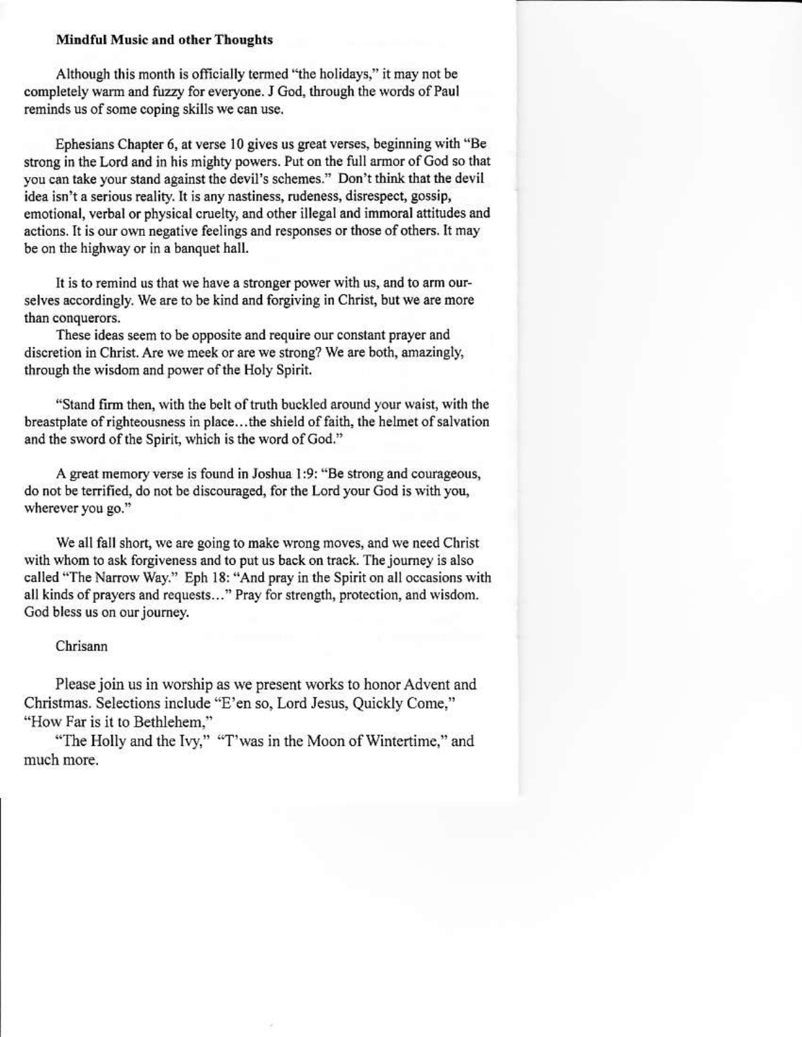**Mindful Music and other Thoughts**

Although this month is officially termed "the holidays," it may not be completely warm and fuzzy for everyone. J God, through the words of Paul reminds us of some coping skills we can use.

Ephesians Chapter 6, at verse 10 gives us great verses, beginning with "Be strong in the Lord and in his mighty powers. Put on the full armor of God so that you can take your stand against the devil's schemes." Don't think that the devil idea isn't a serious reality. It is any nastiness, rudeness, disrespect, gossip, emotional, verbal or physical cruelty, and other illegal and immoral attitudes and actions. It is our own negative feelings and responses or those of others. It may be on the highway or in a banquet hall.

It is to remind us that we have a stronger power with us, and to arm ourselves accordingly. We are to be kind and forgiving in Christ, but we are more than conquerors.

These ideas seem to be opposite and require our constant prayer and discretion in Christ. Are we meek or are we strong? We are both, amazingly, through the wisdom and power of the Holy Spirit.

"Stand firm then, with the belt of truth buckled around your waist, with the breastplate of righteousness in place…the shield of faith, the helmet of salvation and the sword of the Spirit, which is the word of God."

A great memory verse is found in Joshua 1:9: "Be strong and courageous, do not be terrified, do not be discouraged, for the Lord your God is with you, wherever you go."

We all fall short, we are going to make wrong moves, and we need Christ with whom to ask forgiveness and to put us back on track. The journey is also called "The Narrow Way." Eph 18: "And pray in the Spirit on all occasions with all kinds of prayers and requests…" Pray for strength, protection, and wisdom. God bless us on our journey.

Chrisann

Please join us in worship as we present works to honor Advent and Christmas. Selections include "E'en so, Lord Jesus, Quickly Come," "How Far is it to Bethlehem,"

"The Holly and the Ivy," "T'was in the Moon of Wintertime," and much more.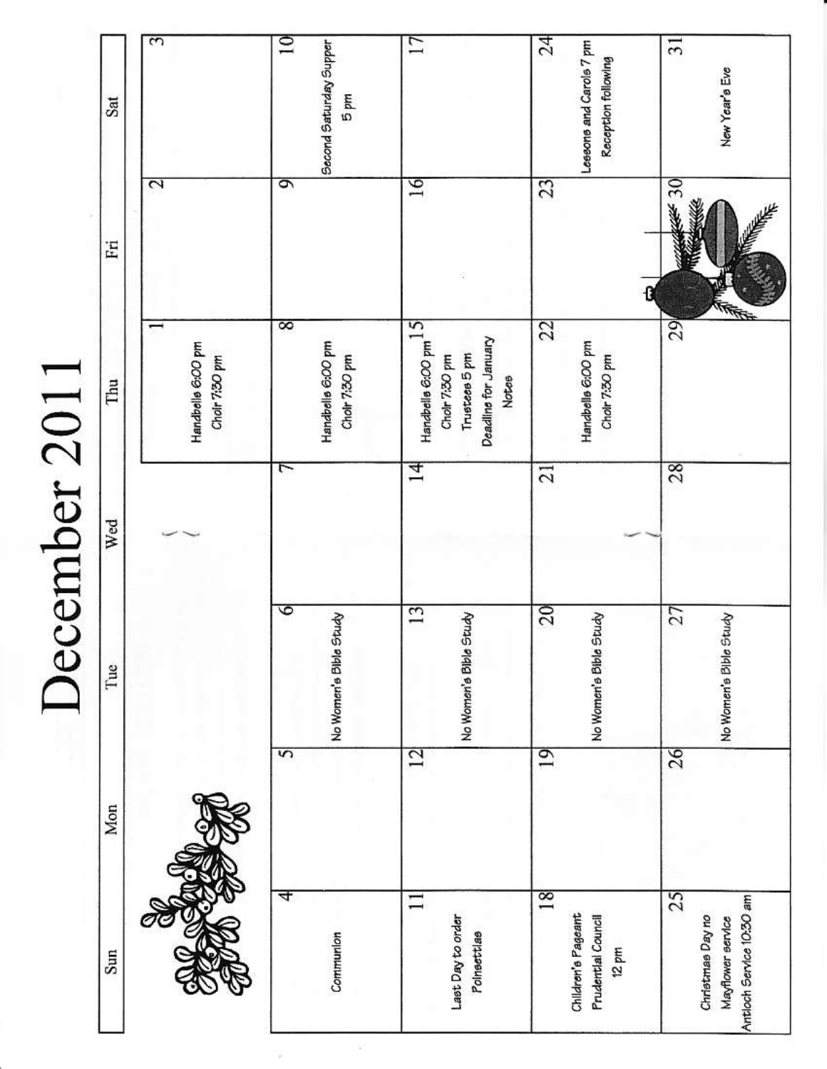# December 2011

| Sun | Mon | Tue | Wed | Thu | Fri | Sat |
|---|---|---|---|---|---|---|
| | | | | 1<br>Handbells 6:00 pm<br>Choir 7:30 pm | 2 | 3 |
| 4<br>Communion | 5 | 6<br>No Women's Bible Study | 7 | 8<br>Handbells 6:00 pm<br>Choir 7:30 pm | 9 | 10<br>Second Saturday Supper<br>5 pm |
| 11<br>Last Day to order<br>Poinsettias | 12 | 13<br>No Women's Bible Study | 14 | 15<br>Handbells 6:00 pm<br>Choir 7:30 pm<br>Trustees 5 pm<br>Deadline for January<br>Notes | 16 | 17 |
| 18<br>Children's Pageant<br>Prudential Council<br>12 pm | 19 | 20<br>No Women's Bible Study | 21 | 22<br>Handbells 6:00 pm<br>Choir 7:30 pm | 23 | 24<br>Lessons and Carols 7 pm<br>Reception following |
| 25<br>Christmas Day no<br>Mayflower service<br>Antioch Service 10:30 am | 26 | 27<br>No Women's Bible Study | 28 | 29 | 30 | 31<br>New Year's Eve |